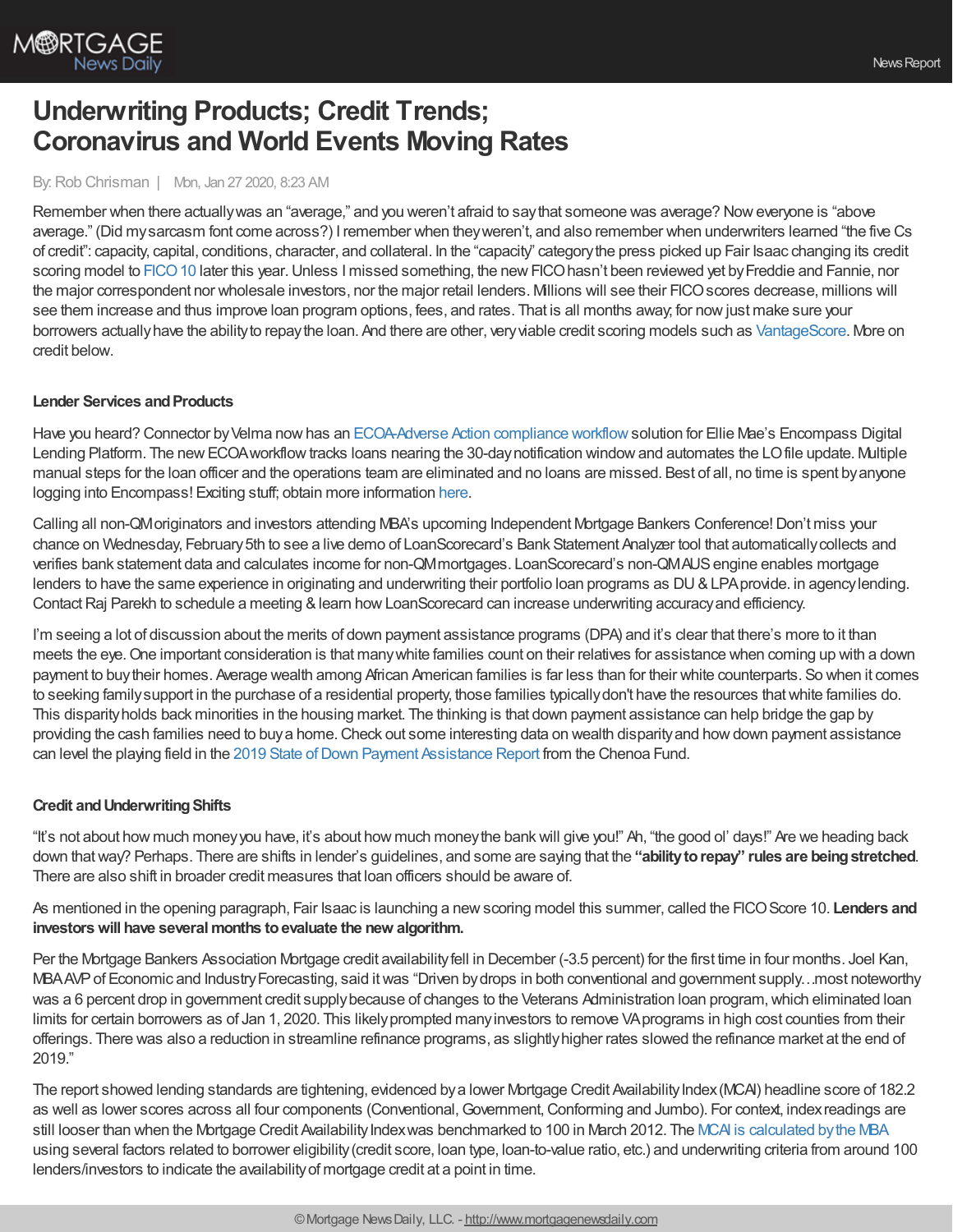# Underwriting Products; Credit Trends; Coronavirus and World Events Moving Rates

By: Rob Chrisman | Mon, Jan 27 2020, 8:23 AM

Remember when there actually was an "average," and you weren't afraid to say that someone was average? Now everyone is "above average." (Did my sarcasm font come across?) I remember when they weren't, and also remember when underwriters learned "the five Cs of credit": capacity, capital, conditions, character, and collateral. In the "capacity" category the press picked up Fair Isaac changing its credit scoring model to FICO 10 later this year. Unless I missed something, the new FICO hasn't been reviewed yet by Freddie and Fannie, nor the major correspondent nor wholesale investors, nor the major retail lenders. Millions will see their FICO scores decrease, millions will see them increase and thus improve loan program options, fees, and rates. That is all months away; for now just make sure your borrowers actually have the ability to repay the loan. And there are other, very viable credit scoring models such as VantageScore. More on credit below.

**Lender Services and Products**

Have you heard? Connector by Velma now has an ECOA-Adverse Action compliance workflow solution for Ellie Mae's Encompass Digital Lending Platform. The new ECOA workflow tracks loans nearing the 30-day notification window and automates the LO file update. Multiple manual steps for the loan officer and the operations team are eliminated and no loans are missed. Best of all, no time is spent by anyone logging into Encompass! Exciting stuff; obtain more information here.

Calling all non-QM originators and investors attending MBA's upcoming Independent Mortgage Bankers Conference! Don't miss your chance on Wednesday, February 5th to see a live demo of LoanScorecard's Bank Statement Analyzer tool that automatically collects and verifies bank statement data and calculates income for non-QM mortgages. LoanScorecard's non-QM AUS engine enables mortgage lenders to have the same experience in originating and underwriting their portfolio loan programs as DU & LPA provide. in agency lending. Contact Raj Parekh to schedule a meeting & learn how LoanScorecard can increase underwriting accuracy and efficiency.

I'm seeing a lot of discussion about the merits of down payment assistance programs (DPA) and it's clear that there's more to it than meets the eye. One important consideration is that many white families count on their relatives for assistance when coming up with a down payment to buy their homes. Average wealth among African American families is far less than for their white counterparts. So when it comes to seeking family support in the purchase of a residential property, those families typically don't have the resources that white families do. This disparity holds back minorities in the housing market. The thinking is that down payment assistance can help bridge the gap by providing the cash families need to buy a home. Check out some interesting data on wealth disparity and how down payment assistance can level the playing field in the 2019 State of Down Payment Assistance Report from the Chenoa Fund.

**Credit and Underwriting Shifts**

"It's not about how much money you have, it's about how much money the bank will give you!" Ah, "the good ol' days!" Are we heading back down that way? Perhaps. There are shifts in lender's guidelines, and some are saying that the **"ability to repay" rules are being stretched**. There are also shift in broader credit measures that loan officers should be aware of.

As mentioned in the opening paragraph, Fair Isaac is launching a new scoring model this summer, called the FICO Score 10. **Lenders and investors will have several months to evaluate the new algorithm.**

Per the Mortgage Bankers Association Mortgage credit availability fell in December (-3.5 percent) for the first time in four months. Joel Kan, MBA AVP of Economic and Industry Forecasting, said it was "Driven by drops in both conventional and government supply…most noteworthy was a 6 percent drop in government credit supply because of changes to the Veterans Administration loan program, which eliminated loan limits for certain borrowers as of Jan 1, 2020. This likely prompted many investors to remove VA programs in high cost counties from their offerings. There was also a reduction in streamline refinance programs, as slightly higher rates slowed the refinance market at the end of 2019."

The report showed lending standards are tightening, evidenced by a lower Mortgage Credit Availability Index (MCAI) headline score of 182.2 as well as lower scores across all four components (Conventional, Government, Conforming and Jumbo). For context, index readings are still looser than when the Mortgage Credit Availability Index was benchmarked to 100 in March 2012. The MCAI is calculated by the MBA using several factors related to borrower eligibility (credit score, loan type, loan-to-value ratio, etc.) and underwriting criteria from around 100 lenders/investors to indicate the availability of mortgage credit at a point in time.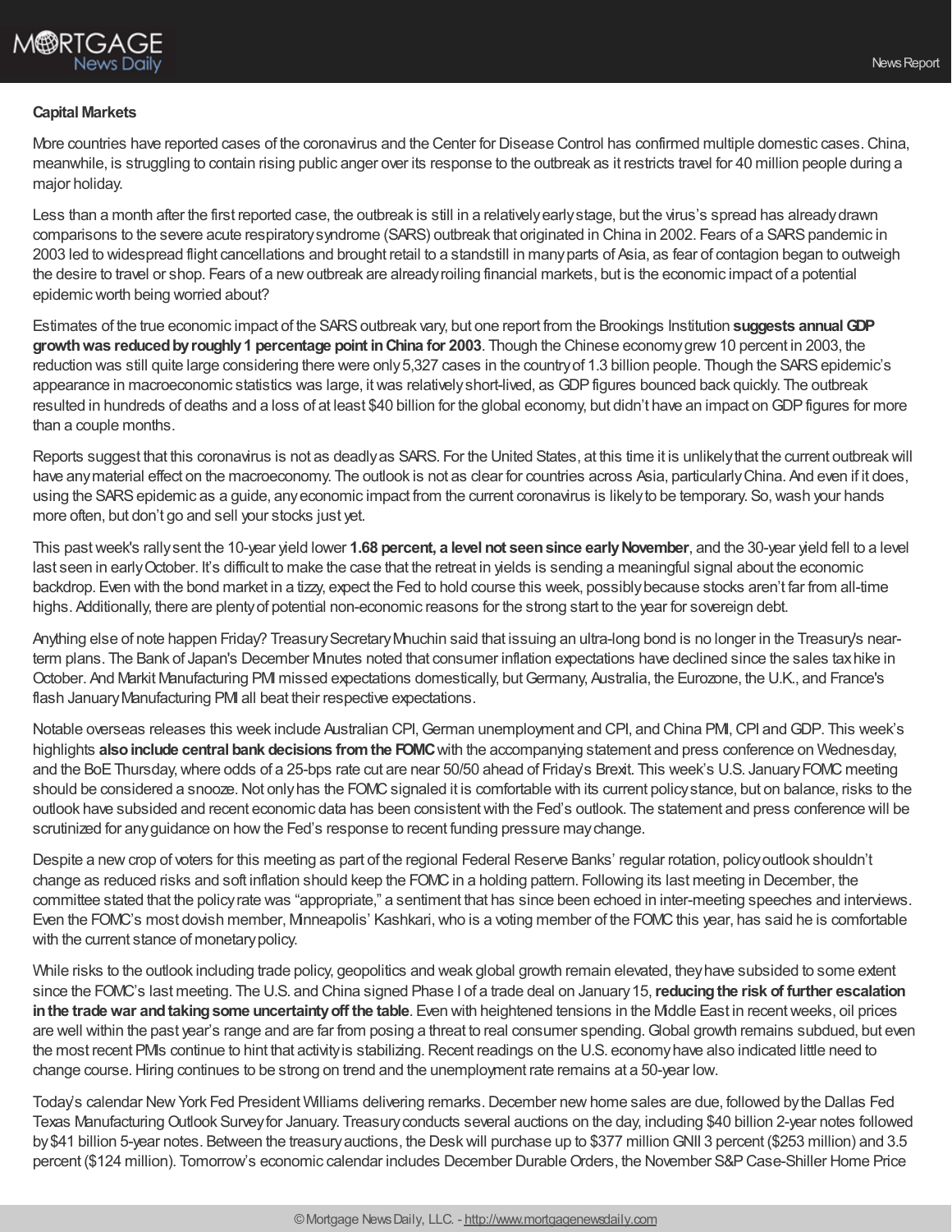**Capital Markets**

More countries have reported cases of the coronavirus and the Center for Disease Control has confirmed multiple domestic cases. China, meanwhile, is struggling to contain rising public anger over its response to the outbreak as it restricts travel for 40 million people during a major holiday.

Less than a month after the first reported case, the outbreak is still in a relatively early stage, but the virus's spread has already drawn comparisons to the severe acute respiratory syndrome (SARS) outbreak that originated in China in 2002. Fears of a SARS pandemic in 2003 led to widespread flight cancellations and brought retail to a standstill in many parts of Asia, as fear of contagion began to outweigh the desire to travel or shop. Fears of a new outbreak are already roiling financial markets, but is the economic impact of a potential epidemic worth being worried about?

Estimates of the true economic impact of the SARS outbreak vary, but one report from the Brookings Institution **suggests annual GDP growth was reduced by roughly 1 percentage point in China for 2003**. Though the Chinese economy grew 10 percent in 2003, the reduction was still quite large considering there were only 5,327 cases in the country of 1.3 billion people. Though the SARS epidemic's appearance in macroeconomic statistics was large, it was relatively short-lived, as GDP figures bounced back quickly. The outbreak resulted in hundreds of deaths and a loss of at least $40 billion for the global economy, but didn't have an impact on GDP figures for more than a couple months.

Reports suggest that this coronavirus is not as deadly as SARS. For the United States, at this time it is unlikely that the current outbreak will have any material effect on the macroeconomy. The outlook is not as clear for countries across Asia, particularly China. And even if it does, using the SARS epidemic as a guide, any economic impact from the current coronavirus is likely to be temporary. So, wash your hands more often, but don't go and sell your stocks just yet.

This past week's rally sent the 10-year yield lower **1.68 percent, a level not seen since early November**, and the 30-year yield fell to a level last seen in early October. It's difficult to make the case that the retreat in yields is sending a meaningful signal about the economic backdrop. Even with the bond market in a tizzy, expect the Fed to hold course this week, possibly because stocks aren't far from all-time highs. Additionally, there are plenty of potential non-economic reasons for the strong start to the year for sovereign debt.

Anything else of note happen Friday? Treasury Secretary Mnuchin said that issuing an ultra-long bond is no longer in the Treasury's near-term plans. The Bank of Japan's December Minutes noted that consumer inflation expectations have declined since the sales tax hike in October. And Markit Manufacturing PMI missed expectations domestically, but Germany, Australia, the Eurozone, the U.K., and France's flash January Manufacturing PMI all beat their respective expectations.

Notable overseas releases this week include Australian CPI, German unemployment and CPI, and China PMI, CPI and GDP. This week's highlights **also include central bank decisions from the FOMC** with the accompanying statement and press conference on Wednesday, and the BoE Thursday, where odds of a 25-bps rate cut are near 50/50 ahead of Friday's Brexit. This week's U.S. January FOMC meeting should be considered a snooze. Not only has the FOMC signaled it is comfortable with its current policy stance, but on balance, risks to the outlook have subsided and recent economic data has been consistent with the Fed's outlook. The statement and press conference will be scrutinized for any guidance on how the Fed's response to recent funding pressure may change.

Despite a new crop of voters for this meeting as part of the regional Federal Reserve Banks' regular rotation, policy outlook shouldn't change as reduced risks and soft inflation should keep the FOMC in a holding pattern. Following its last meeting in December, the committee stated that the policy rate was "appropriate," a sentiment that has since been echoed in inter-meeting speeches and interviews. Even the FOMC's most dovish member, Minneapolis' Kashkari, who is a voting member of the FOMC this year, has said he is comfortable with the current stance of monetary policy.

While risks to the outlook including trade policy, geopolitics and weak global growth remain elevated, they have subsided to some extent since the FOMC's last meeting. The U.S. and China signed Phase I of a trade deal on January 15, **reducing the risk of further escalation in the trade war and taking some uncertainty off the table**. Even with heightened tensions in the Middle East in recent weeks, oil prices are well within the past year's range and are far from posing a threat to real consumer spending. Global growth remains subdued, but even the most recent PMIs continue to hint that activity is stabilizing. Recent readings on the U.S. economy have also indicated little need to change course. Hiring continues to be strong on trend and the unemployment rate remains at a 50-year low.

Today's calendar New York Fed President Williams delivering remarks. December new home sales are due, followed by the Dallas Fed Texas Manufacturing Outlook Survey for January. Treasury conducts several auctions on the day, including $40 billion 2-year notes followed by $41 billion 5-year notes. Between the treasury auctions, the Desk will purchase up to $377 million GNII 3 percent ($253 million) and 3.5 percent ($124 million). Tomorrow's economic calendar includes December Durable Orders, the November S&P Case-Shiller Home Price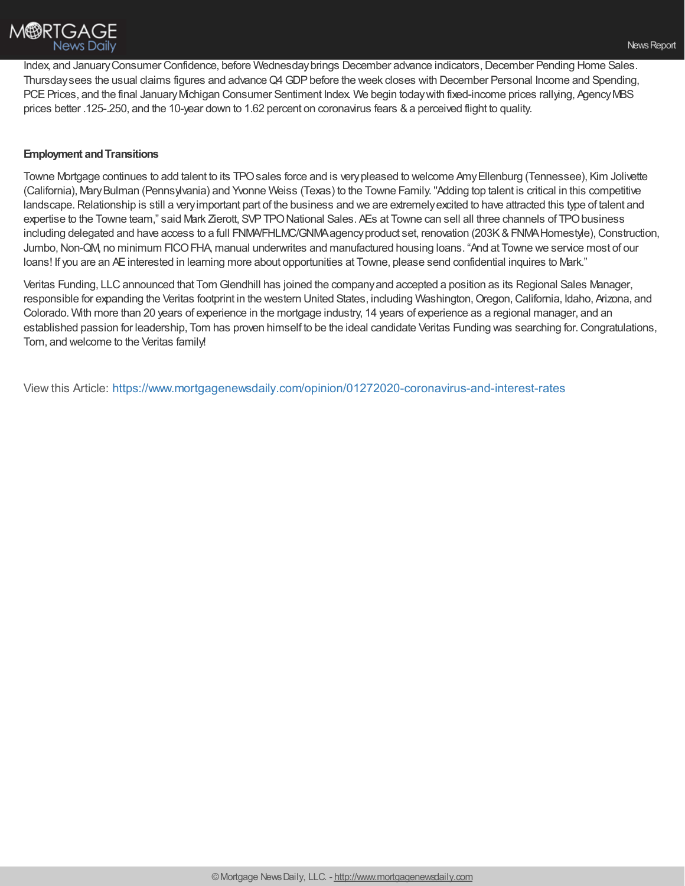Index, and January Consumer Confidence, before Wednesday brings December advance indicators, December Pending Home Sales. Thursday sees the usual claims figures and advance Q4 GDP before the week closes with December Personal Income and Spending, PCE Prices, and the final January Michigan Consumer Sentiment Index. We begin today with fixed-income prices rallying, Agency MBS prices better .125-.250, and the 10-year down to 1.62 percent on coronavirus fears & a perceived flight to quality.

**Employment and Transitions**

Towne Mortgage continues to add talent to its TPO sales force and is very pleased to welcome Amy Ellenburg (Tennessee), Kim Jolivette (California), Mary Bulman (Pennsylvania) and Yvonne Weiss (Texas) to the Towne Family. "Adding top talent is critical in this competitive landscape. Relationship is still a very important part of the business and we are extremely excited to have attracted this type of talent and expertise to the Towne team," said Mark Zierott, SVP TPO National Sales. AEs at Towne can sell all three channels of TPO business including delegated and have access to a full FNMA/FHLMC/GNMA agency product set, renovation (203K & FNMA Homestyle), Construction, Jumbo, Non-QM, no minimum FICO FHA, manual underwrites and manufactured housing loans. "And at Towne we service most of our loans! If you are an AE interested in learning more about opportunities at Towne, please send confidential inquires to Mark."

Veritas Funding, LLC announced that Tom Glendhill has joined the company and accepted a position as its Regional Sales Manager, responsible for expanding the Veritas footprint in the western United States, including Washington, Oregon, California, Idaho, Arizona, and Colorado. With more than 20 years of experience in the mortgage industry, 14 years of experience as a regional manager, and an established passion for leadership, Tom has proven himself to be the ideal candidate Veritas Funding was searching for. Congratulations, Tom, and welcome to the Veritas family!

View this Article: https://www.mortgagenewsdaily.com/opinion/01272020-coronavirus-and-interest-rates